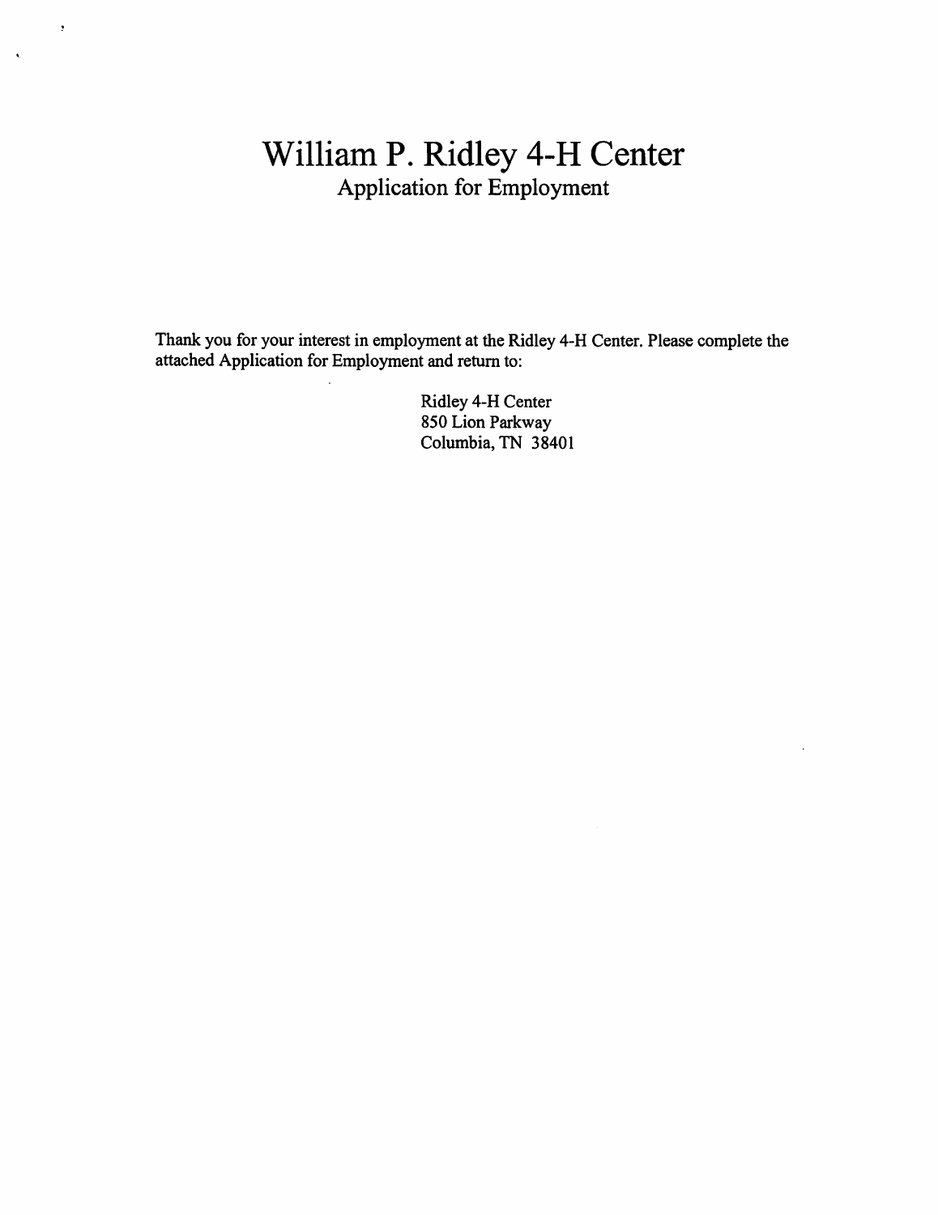# William P. Ridley 4-H Center

## Application for Employment

Thank you for your interest in employment at the Ridley 4-H Center. Please complete the attached Application for Employment and return to:

Ridley 4-H Center
850 Lion Parkway
Columbia, TN 38401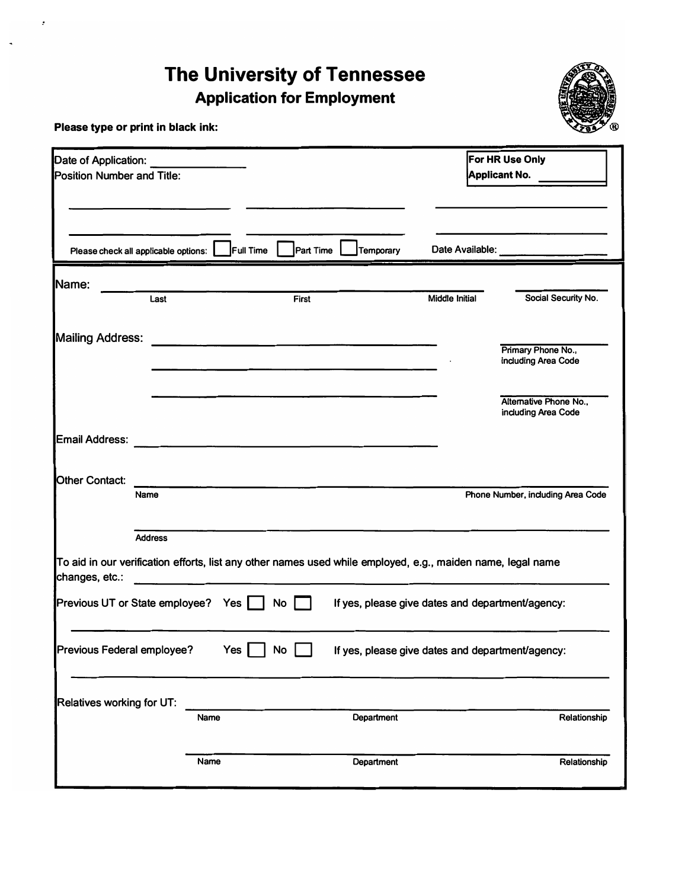# The University of Tennessee

## Application for Employment

**Please type or print in black ink:**

Date of Application: \_\_\_\_\_\_\_\_\_\_\_\_\_\_

Position Number and Title:

**For HR Use Only**
**Applicant No.** \_\_\_\_\_\_\_\_\_\_

\_\_\_\_\_\_\_\_\_\_\_\_\_\_\_\_\_\_\_\_ \_\_\_\_\_\_\_\_\_\_\_\_\_\_\_\_\_\_\_\_ \_\_\_\_\_\_\_\_\_\_\_\_\_\_\_\_\_\_\_\_

\_\_\_\_\_\_\_\_\_\_\_\_\_\_\_\_\_\_\_\_ \_\_\_\_\_\_\_\_\_\_\_\_\_\_\_\_\_\_\_\_ \_\_\_\_\_\_\_\_\_\_\_\_\_\_\_\_\_\_\_\_

Please check all applicable options: ☐ Full Time ☐ Part Time ☐ Temporary     Date Available: \_\_\_\_\_\_\_\_\_\_\_\_\_\_

Name: \_\_\_\_\_\_\_\_\_\_\_\_\_\_\_\_\_\_\_\_\_\_\_\_\_\_\_\_\_\_\_\_\_\_\_\_\_\_\_\_\_\_\_\_\_\_\_\_ \_\_\_\_\_\_\_\_\_\_\_\_\_\_
Last     First     Middle Initial     Social Security No.

Mailing Address: \_\_\_\_\_\_\_\_\_\_\_\_\_\_\_\_\_\_\_\_\_\_\_\_\_\_\_\_\_\_\_\_\_\_\_\_\_\_\_\_ \_\_\_\_\_\_\_\_\_\_\_\_\_\_
Primary Phone No., including Area Code

\_\_\_\_\_\_\_\_\_\_\_\_\_\_\_\_\_\_\_\_\_\_\_\_\_\_\_\_\_\_\_\_\_\_\_\_\_\_\_\_

\_\_\_\_\_\_\_\_\_\_\_\_\_\_\_\_\_\_\_\_\_\_\_\_\_\_\_\_\_\_\_\_\_\_\_\_\_\_\_\_ \_\_\_\_\_\_\_\_\_\_\_\_\_\_
Alternative Phone No., including Area Code

Email Address: \_\_\_\_\_\_\_\_\_\_\_\_\_\_\_\_\_\_\_\_\_\_\_\_\_\_\_\_\_\_\_\_\_\_\_\_\_\_\_\_

Other Contact: \_\_\_\_\_\_\_\_\_\_\_\_\_\_\_\_\_\_\_\_\_\_\_\_\_\_\_\_\_\_\_\_\_\_\_\_\_\_\_\_\_\_\_\_\_\_\_\_\_\_\_\_\_\_\_\_\_\_
Name     Phone Number, including Area Code

\_\_\_\_\_\_\_\_\_\_\_\_\_\_\_\_\_\_\_\_\_\_\_\_\_\_\_\_\_\_\_\_\_\_\_\_\_\_\_\_\_\_\_\_\_\_\_\_\_\_\_\_\_\_\_\_\_\_
Address

To aid in our verification efforts, list any other names used while employed, e.g., maiden name, legal name changes, etc.: \_\_\_\_\_\_\_\_\_\_\_\_\_\_\_\_\_\_\_\_\_\_\_\_\_\_\_\_\_\_\_\_\_\_\_\_\_\_\_\_

Previous UT or State employee? Yes ☐ No ☐ If yes, please give dates and department/agency:

\_\_\_\_\_\_\_\_\_\_\_\_\_\_\_\_\_\_\_\_\_\_\_\_\_\_\_\_\_\_\_\_\_\_\_\_\_\_\_\_\_\_\_\_\_\_\_\_\_\_\_\_\_\_\_\_\_\_

Previous Federal employee? Yes ☐ No ☐ If yes, please give dates and department/agency:

\_\_\_\_\_\_\_\_\_\_\_\_\_\_\_\_\_\_\_\_\_\_\_\_\_\_\_\_\_\_\_\_\_\_\_\_\_\_\_\_\_\_\_\_\_\_\_\_\_\_\_\_\_\_\_\_\_\_

Relatives working for UT: \_\_\_\_\_\_\_\_\_\_\_\_\_\_\_\_\_\_\_\_\_\_\_\_\_\_\_\_\_\_\_\_\_\_\_\_\_\_\_\_\_\_\_\_\_\_\_\_
Name     Department     Relationship

\_\_\_\_\_\_\_\_\_\_\_\_\_\_\_\_\_\_\_\_\_\_\_\_\_\_\_\_\_\_\_\_\_\_\_\_\_\_\_\_\_\_\_\_\_\_\_\_
Name     Department     Relationship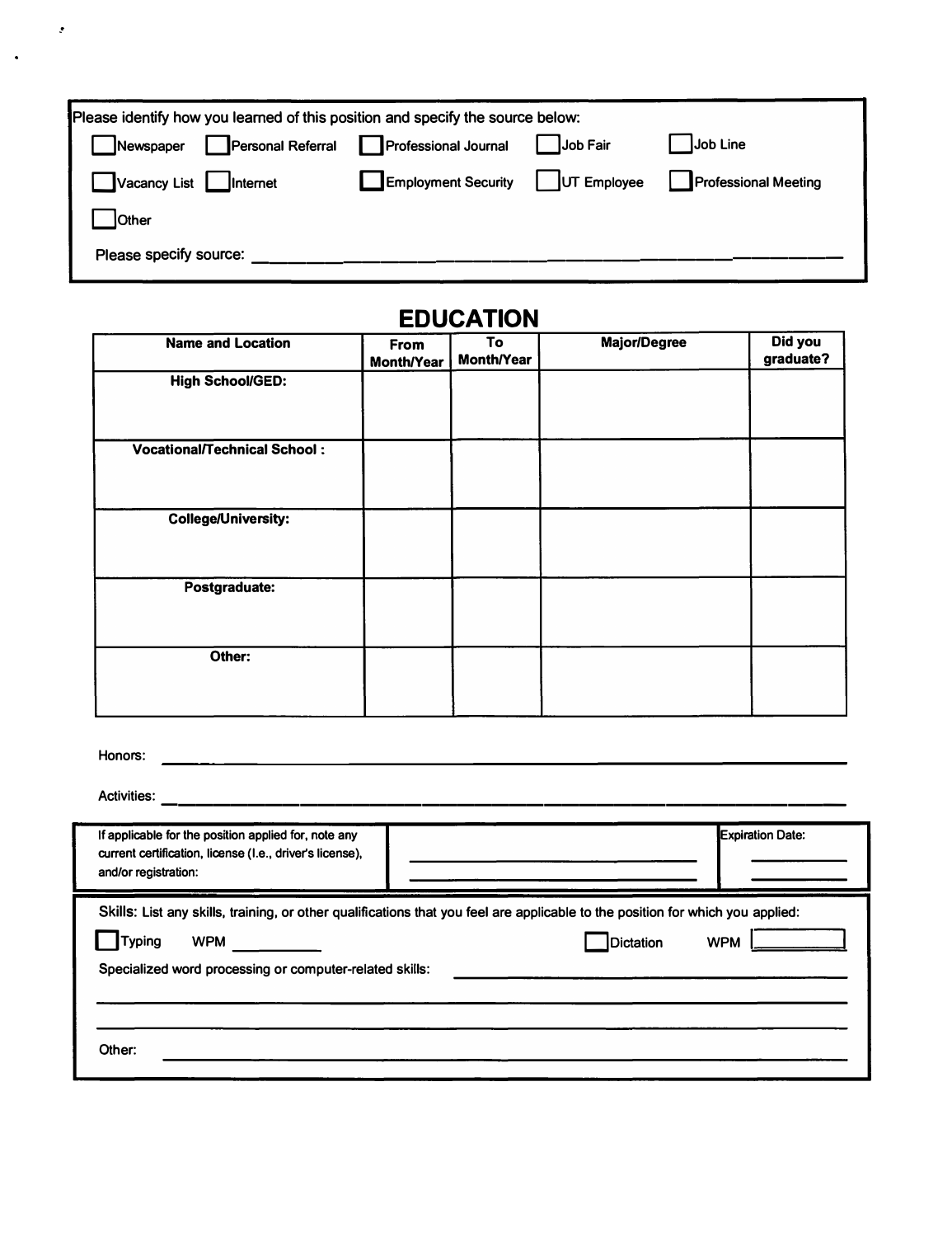Please identify how you learned of this position and specify the source below:

☐ Newspaper ☐ Personal Referral ☐ Professional Journal ☐ Job Fair ☐ Job Line

☐ Vacancy List ☐ Internet ☐ Employment Security ☐ UT Employee ☐ Professional Meeting

☐ Other

Please specify source: ___________________________________________

## EDUCATION

| Name and Location | From Month/Year | To Month/Year | Major/Degree | Did you graduate? |
|---|---|---|---|---|
| **High School/GED:** | | | | |
| **Vocational/Technical School :** | | | | |
| **College/University:** | | | | |
| **Postgraduate:** | | | | |
| **Other:** | | | | |

Honors: ___________________________________________

Activities: ___________________________________________

| If applicable for the position applied for, note any current certification, license (I.e., driver's license), and/or registration: | ____________________ ____________________ | Expiration Date: ________ ________ |
|---|---|---|

Skills: List any skills, training, or other qualifications that you feel are applicable to the position for which you applied:

☐ Typing WPM ________ ☐ Dictation WPM ________

Specialized word processing or computer-related skills: ___________________________________________

___________________________________________

___________________________________________

Other: ___________________________________________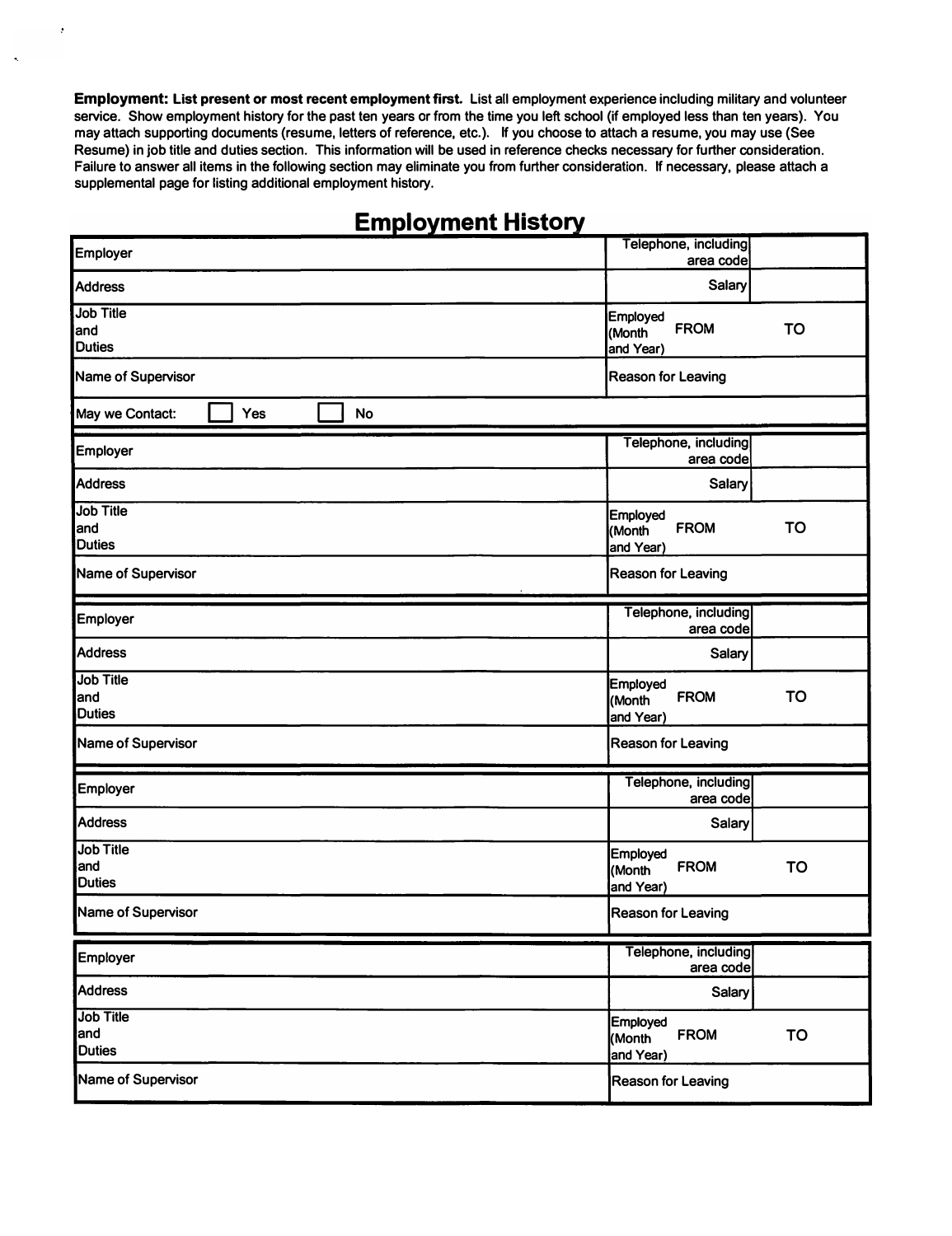**Employment: List present or most recent employment first.** List all employment experience including military and volunteer service. Show employment history for the past ten years or from the time you left school (if employed less than ten years). You may attach supporting documents (resume, letters of reference, etc.). If you choose to attach a resume, you may use (See Resume) in job title and duties section. This information will be used in reference checks necessary for further consideration. Failure to answer all items in the following section may eliminate you from further consideration. If necessary, please attach a supplemental page for listing additional employment history.

## Employment History

| Employer | Telephone, including area code | |
|---|---|---|
| Address | Salary | |
| Job Title and Duties | Employed (Month and Year) FROM | TO |
| Name of Supervisor | Reason for Leaving | |
| May we Contact: ☐ Yes ☐ No | | |

| Employer | Telephone, including area code | |
|---|---|---|
| Address | Salary | |
| Job Title and Duties | Employed (Month and Year) FROM | TO |
| Name of Supervisor | Reason for Leaving | |

| Employer | Telephone, including area code | |
|---|---|---|
| Address | Salary | |
| Job Title and Duties | Employed (Month and Year) FROM | TO |
| Name of Supervisor | Reason for Leaving | |

| Employer | Telephone, including area code | |
|---|---|---|
| Address | Salary | |
| Job Title and Duties | Employed (Month and Year) FROM | TO |
| Name of Supervisor | Reason for Leaving | |

| Employer | Telephone, including area code | |
|---|---|---|
| Address | Salary | |
| Job Title and Duties | Employed (Month and Year) FROM | TO |
| Name of Supervisor | Reason for Leaving | |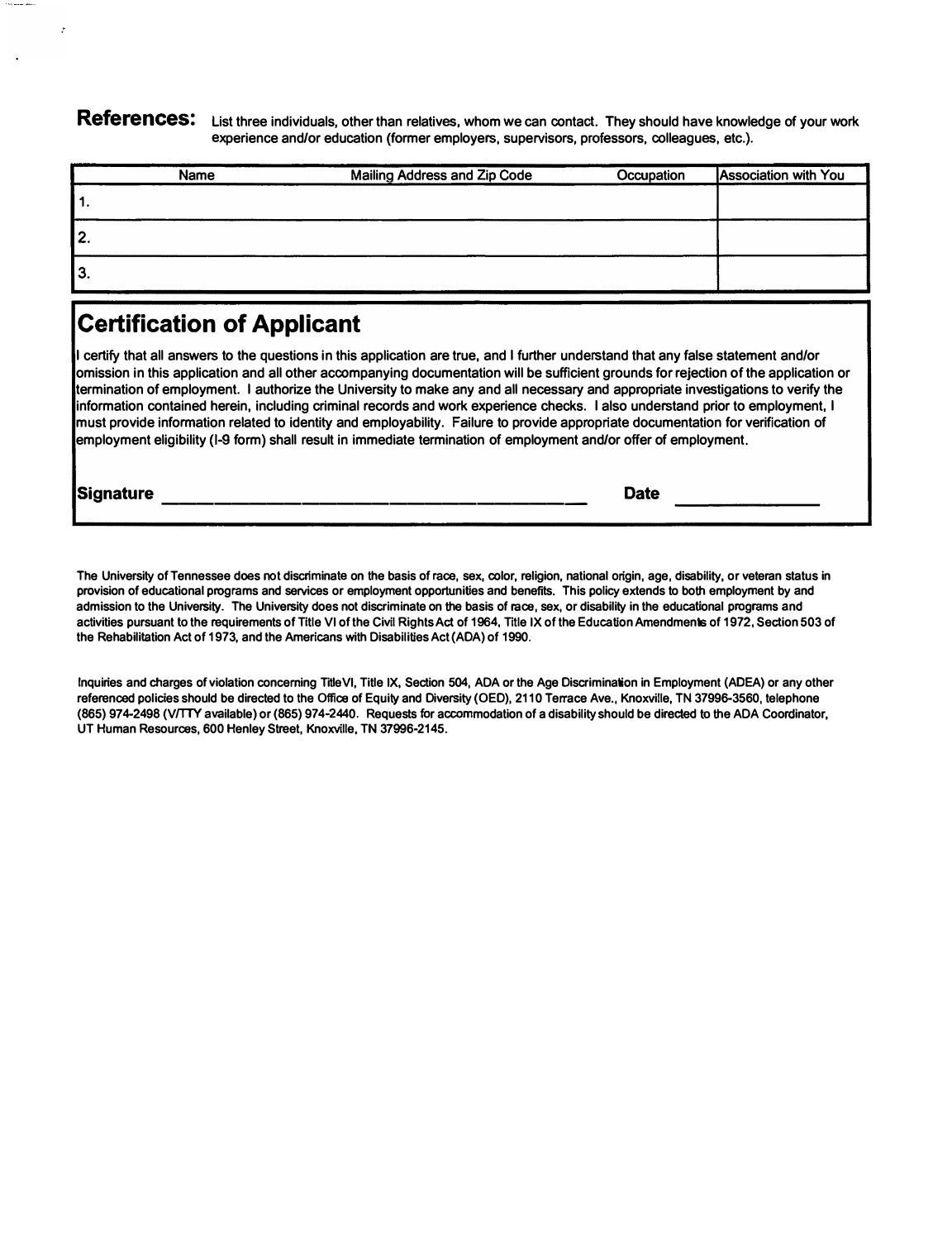**References:** List three individuals, other than relatives, whom we can contact. They should have knowledge of your work experience and/or education (former employers, supervisors, professors, colleagues, etc.).

| Name | Mailing Address and Zip Code | Occupation | Association with You |
| --- | --- | --- | --- |
| 1. | | | |
| 2. | | | |
| 3. | | | |

## Certification of Applicant

I certify that all answers to the questions in this application are true, and I further understand that any false statement and/or omission in this application and all other accompanying documentation will be sufficient grounds for rejection of the application or termination of employment. I authorize the University to make any and all necessary and appropriate investigations to verify the information contained herein, including criminal records and work experience checks. I also understand prior to employment, I must provide information related to identity and employability. Failure to provide appropriate documentation for verification of employment eligibility (I-9 form) shall result in immediate termination of employment and/or offer of employment.

**Signature** ______________________________ **Date** ______________

The University of Tennessee does not discriminate on the basis of race, sex, color, religion, national origin, age, disability, or veteran status in provision of educational programs and services or employment opportunities and benefits. This policy extends to both employment by and admission to the University. The University does not discriminate on the basis of race, sex, or disability in the educational programs and activities pursuant to the requirements of Title VI of the Civil Rights Act of 1964, Title IX of the Education Amendments of 1972, Section 503 of the Rehabilitation Act of 1973, and the Americans with Disabilities Act (ADA) of 1990.

Inquiries and charges of violation concerning Title VI, Title IX, Section 504, ADA or the Age Discrimination in Employment (ADEA) or any other referenced policies should be directed to the Office of Equity and Diversity (OED), 2110 Terrace Ave., Knoxville, TN 37996-3560, telephone (865) 974-2498 (V/TTY available) or (865) 974-2440. Requests for accommodation of a disability should be directed to the ADA Coordinator, UT Human Resources, 600 Henley Street, Knoxville, TN 37996-2145.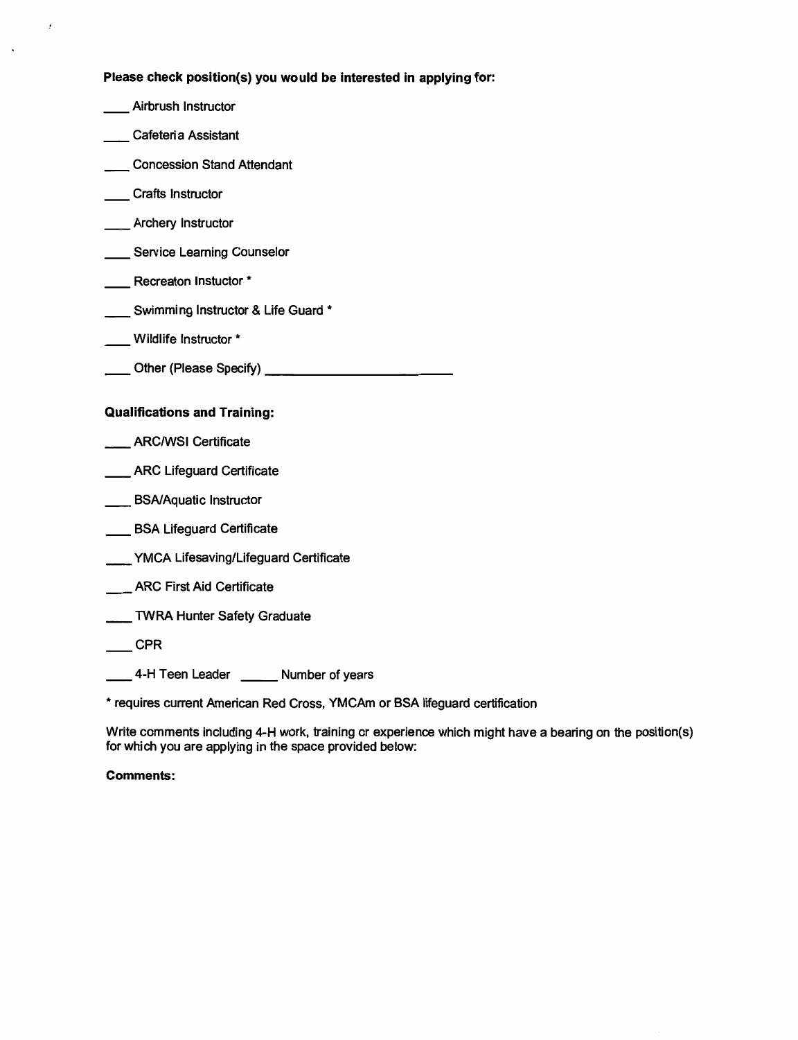**Please check position(s) you would be interested in applying for:**

____ Airbrush Instructor

____ Cafeteria Assistant

____ Concession Stand Attendant

____ Crafts Instructor

____ Archery Instructor

____ Service Learning Counselor

____ Recreaton Instuctor *

____ Swimming Instructor & Life Guard *

____ Wildlife Instructor *

____ Other (Please Specify) ____________________________

**Qualifications and Training:**

____ ARC/WSI Certificate

____ ARC Lifeguard Certificate

____ BSA/Aquatic Instructor

____ BSA Lifeguard Certificate

____ YMCA Lifesaving/Lifeguard Certificate

____ ARC First Aid Certificate

____ TWRA Hunter Safety Graduate

____ CPR

____ 4-H Teen Leader _____ Number of years

* requires current American Red Cross, YMCAm or BSA lifeguard certification

Write comments including 4-H work, training or experience which might have a bearing on the position(s) for which you are applying in the space provided below:

**Comments:**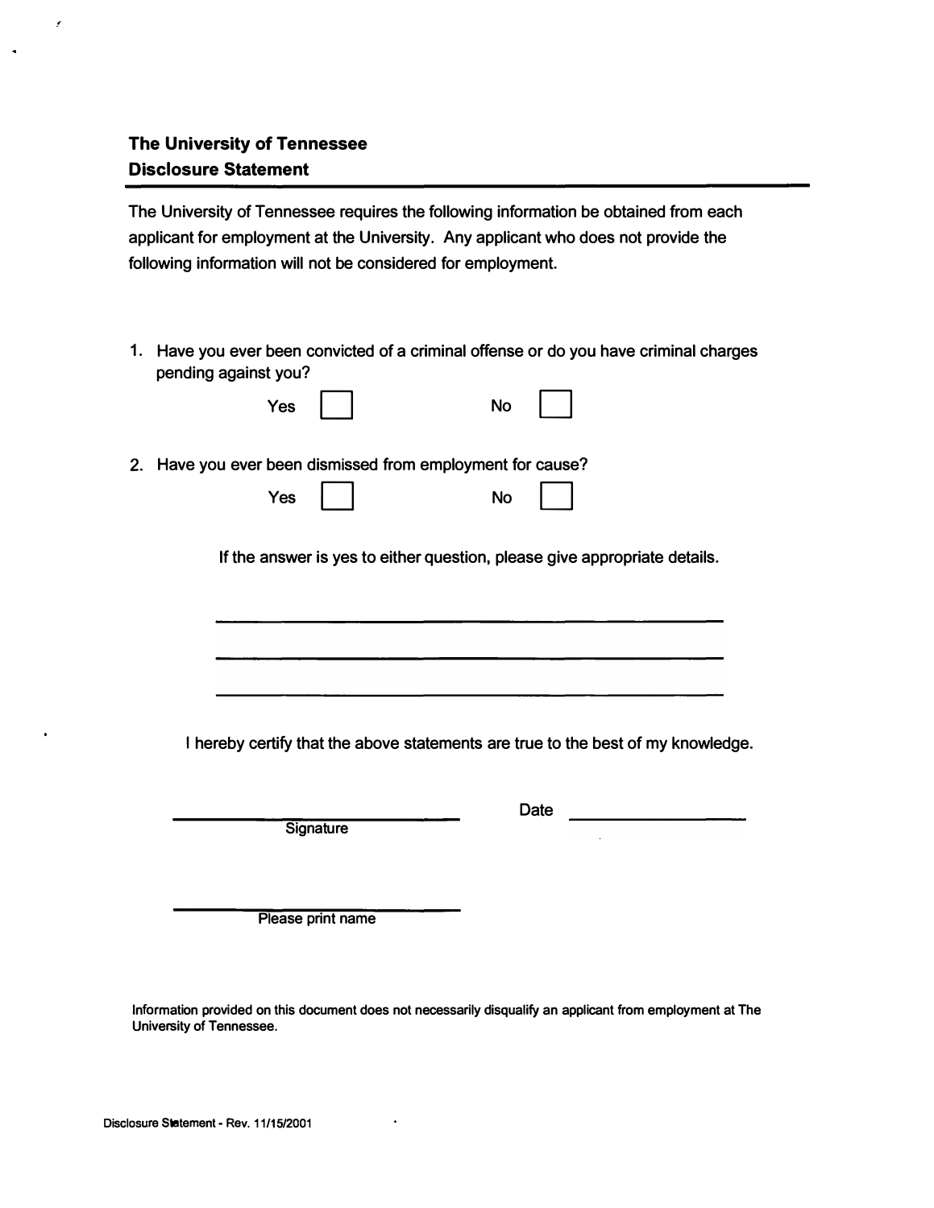**The University of Tennessee**
**Disclosure Statement**

The University of Tennessee requires the following information be obtained from each applicant for employment at the University. Any applicant who does not provide the following information will not be considered for employment.

1. Have you ever been convicted of a criminal offense or do you have criminal charges pending against you?

   Yes ☐ No ☐

2. Have you ever been dismissed from employment for cause?

   Yes ☐ No ☐

If the answer is yes to either question, please give appropriate details.

\_\_\_\_\_\_\_\_\_\_\_\_\_\_\_\_\_\_\_\_\_\_\_\_\_\_\_\_\_\_\_\_\_\_\_\_\_\_\_\_\_\_\_\_

\_\_\_\_\_\_\_\_\_\_\_\_\_\_\_\_\_\_\_\_\_\_\_\_\_\_\_\_\_\_\_\_\_\_\_\_\_\_\_\_\_\_\_\_

\_\_\_\_\_\_\_\_\_\_\_\_\_\_\_\_\_\_\_\_\_\_\_\_\_\_\_\_\_\_\_\_\_\_\_\_\_\_\_\_\_\_\_\_

I hereby certify that the above statements are true to the best of my knowledge.

\_\_\_\_\_\_\_\_\_\_\_\_\_\_\_\_\_\_\_\_\_\_\_\_\_ Date \_\_\_\_\_\_\_\_\_\_\_\_\_\_\_\_

Signature

\_\_\_\_\_\_\_\_\_\_\_\_\_\_\_\_\_\_\_\_\_\_\_\_\_

Please print name

Information provided on this document does not necessarily disqualify an applicant from employment at The University of Tennessee.

Disclosure Statement - Rev. 11/15/2001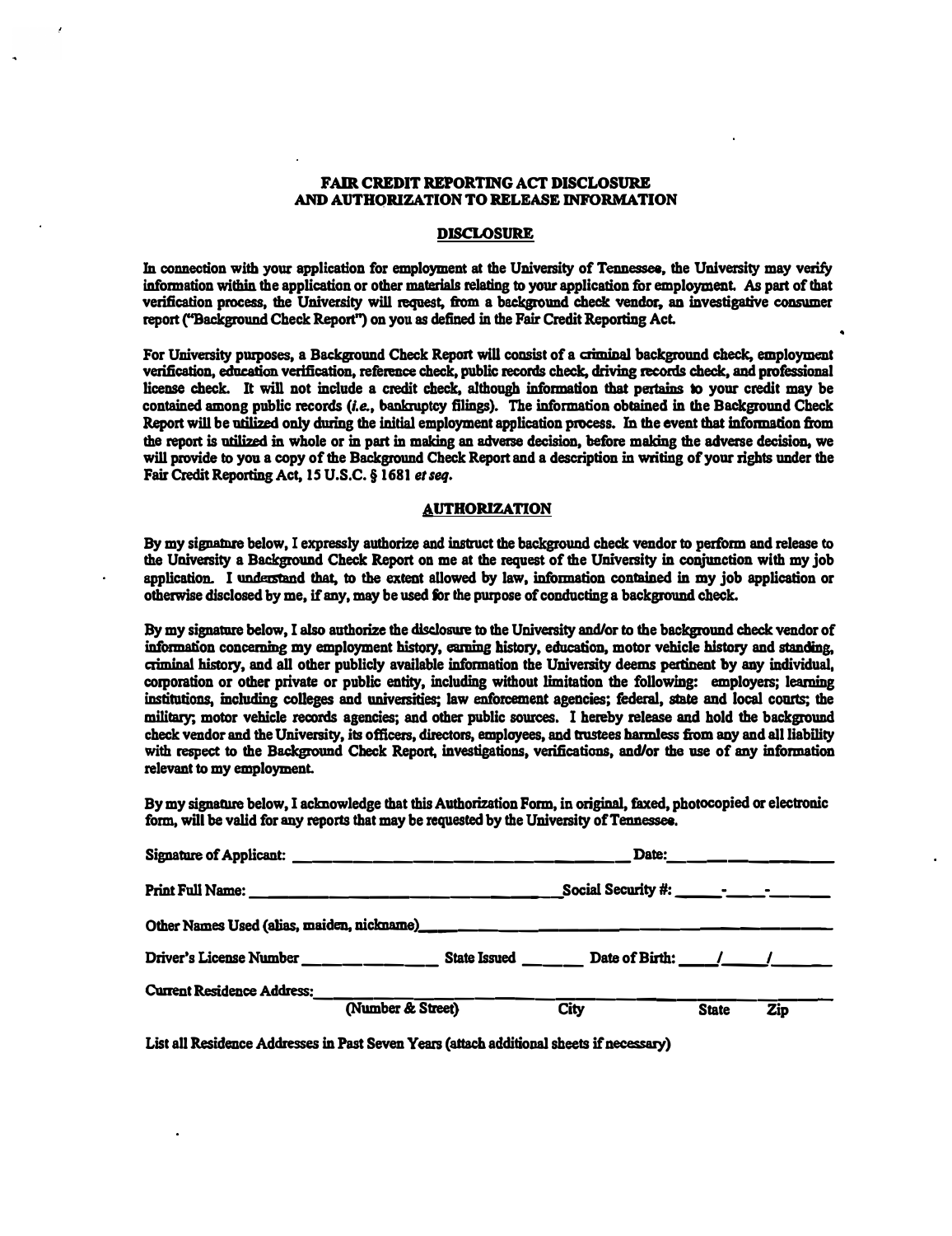**FAIR CREDIT REPORTING ACT DISCLOSURE AND AUTHORIZATION TO RELEASE INFORMATION**

**DISCLOSURE**

In connection with your application for employment at the University of Tennessee, the University may verify information within the application or other materials relating to your application for employment. As part of that verification process, the University will request, from a background check vendor, an investigative consumer report ("Background Check Report") on you as defined in the Fair Credit Reporting Act.

For University purposes, a Background Check Report will consist of a criminal background check, employment verification, education verification, reference check, public records check, driving records check, and professional license check. It will not include a credit check, although information that pertains to your credit may be contained among public records (*i.e.*, bankruptcy filings). The information obtained in the Background Check Report will be utilized only during the initial employment application process. In the event that information from the report is utilized in whole or in part in making an adverse decision, before making the adverse decision, we will provide to you a copy of the Background Check Report and a description in writing of your rights under the Fair Credit Reporting Act, 15 U.S.C. § 1681 *et seq.*

**AUTHORIZATION**

By my signature below, I expressly authorize and instruct the background check vendor to perform and release to the University a Background Check Report on me at the request of the University in conjunction with my job application. I understand that, to the extent allowed by law, information contained in my job application or otherwise disclosed by me, if any, may be used for the purpose of conducting a background check.

By my signature below, I also authorize the disclosure to the University and/or to the background check vendor of information concerning my employment history, earning history, education, motor vehicle history and standing, criminal history, and all other publicly available information the University deems pertinent by any individual, corporation or other private or public entity, including without limitation the following: employers; learning institutions, including colleges and universities; law enforcement agencies; federal, state and local courts; the military; motor vehicle records agencies; and other public sources. I hereby release and hold the background check vendor and the University, its officers, directors, employees, and trustees harmless from any and all liability with respect to the Background Check Report, investigations, verifications, and/or the use of any information relevant to my employment.

By my signature below, I acknowledge that this Authorization Form, in original, faxed, photocopied or electronic form, will be valid for any reports that may be requested by the University of Tennessee.

Signature of Applicant: ______________________________ Date: ______________

Print Full Name: ______________________________ Social Security #: _____-_____-_______

Other Names Used (alias, maiden, nickname) ______________________________

Driver's License Number ______________ State Issued _______ Date of Birth: ____/____/______

Current Residence Address: ______________________________________________
(Number & Street) City State Zip

List all Residence Addresses in Past Seven Years (attach additional sheets if necessary)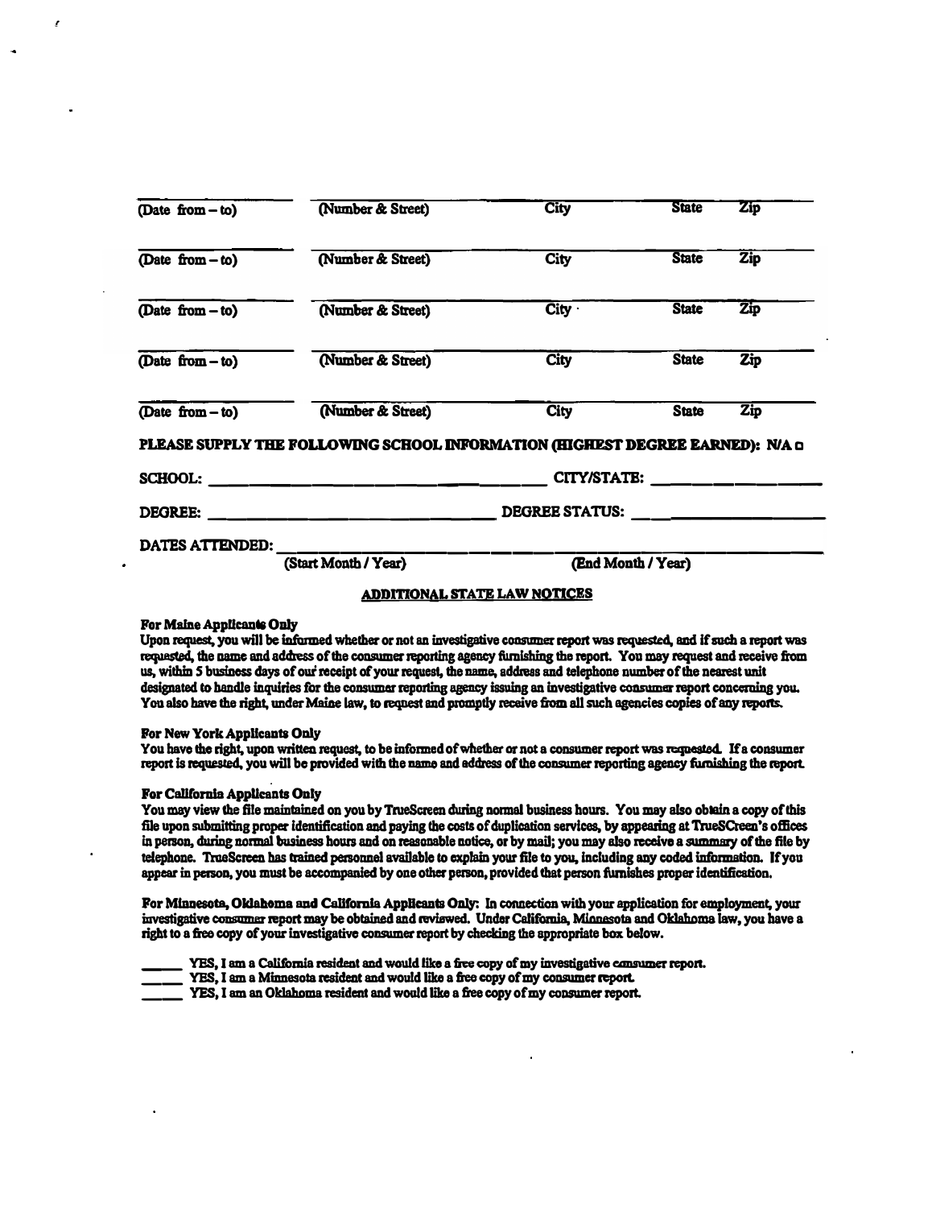| | | | | |
|---|---|---|---|---|
| (Date from – to) | (Number & Street) | City | State | Zip |
| (Date from – to) | (Number & Street) | City | State | Zip |
| (Date from – to) | (Number & Street) | City | State | Zip |
| (Date from – to) | (Number & Street) | City | State | Zip |
| (Date from – to) | (Number & Street) | City | State | Zip |

**PLEASE SUPPLY THE FOLLOWING SCHOOL INFORMATION (HIGHEST DEGREE EARNED): N/A ☐**

**SCHOOL:** ________________________________ **CITY/STATE:** ____________________

**DEGREE:** ________________________________ **DEGREE STATUS:** ____________________

**DATES ATTENDED:** ____________________________________________________________

(Start Month / Year) (End Month / Year)

## ADDITIONAL STATE LAW NOTICES

**For Maine Applicants Only**
Upon request, you will be informed whether or not an investigative consumer report was requested, and if such a report was requested, the name and address of the consumer reporting agency furnishing the report. You may request and receive from us, within 5 business days of our receipt of your request, the name, address and telephone number of the nearest unit designated to handle inquiries for the consumer reporting agency issuing an investigative consumer report concerning you. You also have the right, under Maine law, to request and promptly receive from all such agencies copies of any reports.

**For New York Applicants Only**
You have the right, upon written request, to be informed of whether or not a consumer report was requested. If a consumer report is requested, you will be provided with the name and address of the consumer reporting agency furnishing the report.

**For California Applicants Only**
You may view the file maintained on you by TrueScreen during normal business hours. You may also obtain a copy of this file upon submitting proper identification and paying the costs of duplication services, by appearing at TrueSCreen's offices in person, during normal business hours and on reasonable notice, or by mail; you may also receive a summary of the file by telephone. TrueScreen has trained personnel available to explain your file to you, including any coded information. If you appear in person, you must be accompanied by one other person, provided that person furnishes proper identification.

**For Minnesota, Oklahoma and California Applicants Only:** In connection with your application for employment, your investigative consumer report may be obtained and reviewed. Under California, Minnesota and Oklahoma law, you have a right to a free copy of your investigative consumer report by checking the appropriate box below.

_____ YES, I am a California resident and would like a free copy of my investigative consumer report.
_____ YES, I am a Minnesota resident and would like a free copy of my consumer report.
_____ YES, I am an Oklahoma resident and would like a free copy of my consumer report.